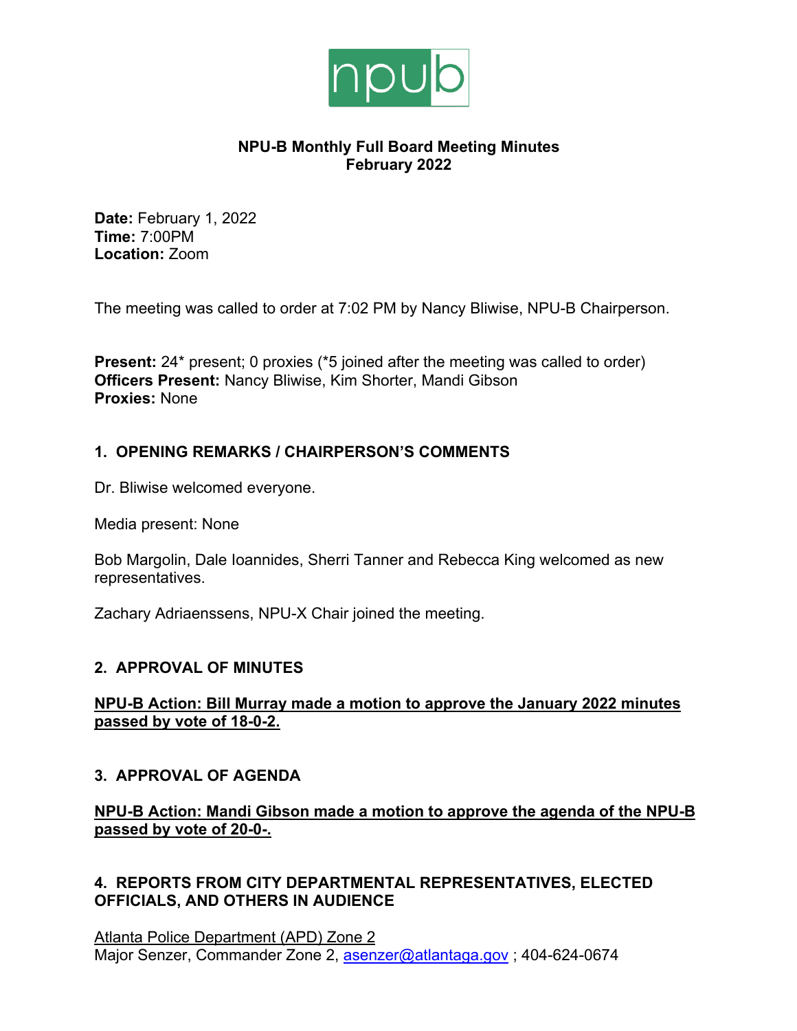npub

**NPU-B Monthly Full Board Meeting Minutes**
**February 2022**

**Date:** February 1, 2022
**Time:** 7:00PM
**Location:** Zoom

The meeting was called to order at 7:02 PM by Nancy Bliwise, NPU-B Chairperson.

**Present:** 24* present; 0 proxies (*5 joined after the meeting was called to order)
**Officers Present:** Nancy Bliwise, Kim Shorter, Mandi Gibson
**Proxies:** None

## 1. OPENING REMARKS / CHAIRPERSON'S COMMENTS

Dr. Bliwise welcomed everyone.

Media present: None

Bob Margolin, Dale Ioannides, Sherri Tanner and Rebecca King welcomed as new representatives.

Zachary Adriaenssens, NPU-X Chair joined the meeting.

## 2. APPROVAL OF MINUTES

**NPU-B Action: Bill Murray made a motion to approve the January 2022 minutes passed by vote of 18-0-2.**

## 3. APPROVAL OF AGENDA

**NPU-B Action: Mandi Gibson made a motion to approve the agenda of the NPU-B passed by vote of 20-0-.**

## 4. REPORTS FROM CITY DEPARTMENTAL REPRESENTATIVES, ELECTED OFFICIALS, AND OTHERS IN AUDIENCE

Atlanta Police Department (APD) Zone 2
Major Senzer, Commander Zone 2, asenzer@atlantaga.gov ; 404-624-0674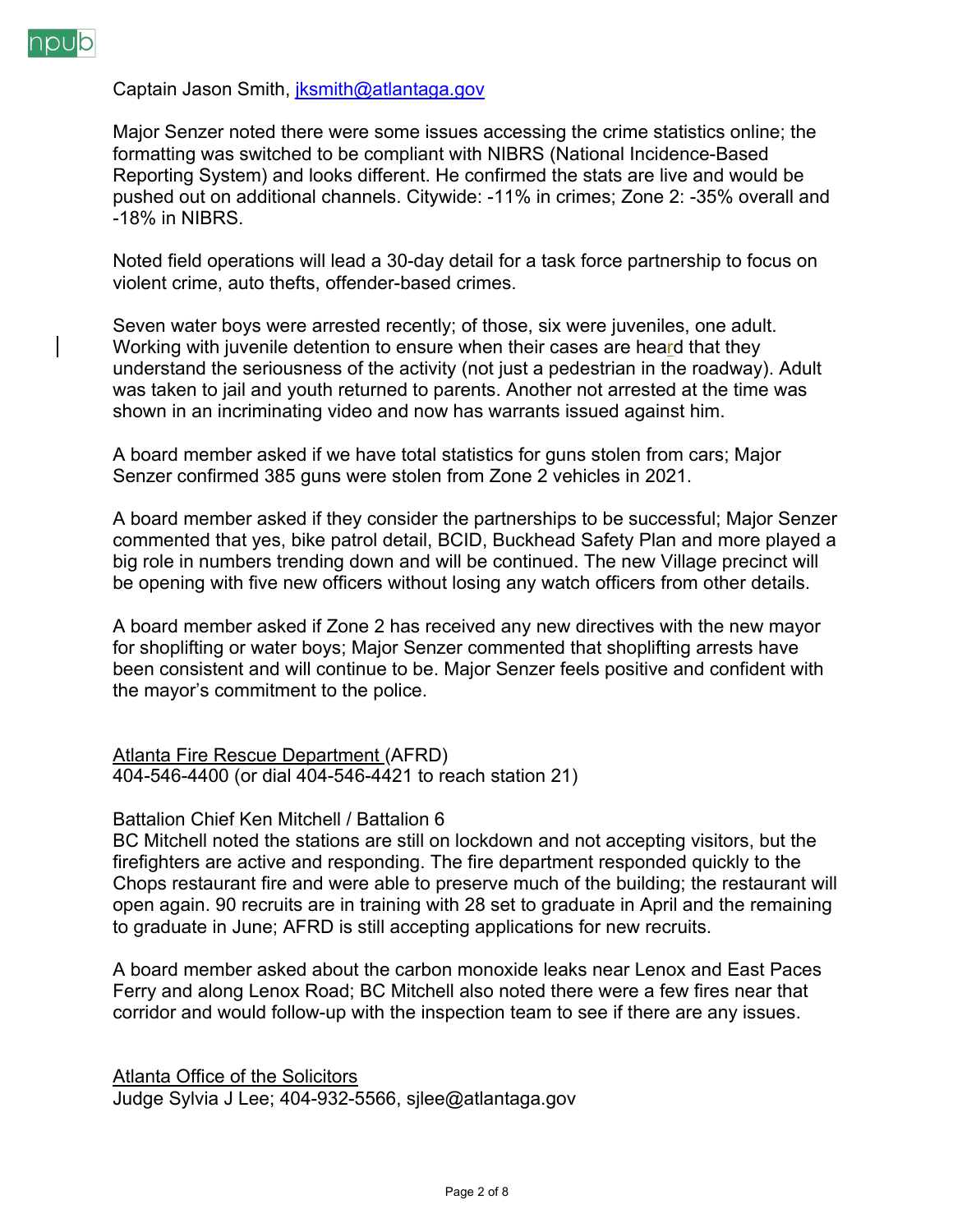Captain Jason Smith, jksmith@atlantaga.gov

Major Senzer noted there were some issues accessing the crime statistics online; the formatting was switched to be compliant with NIBRS (National Incidence-Based Reporting System) and looks different. He confirmed the stats are live and would be pushed out on additional channels. Citywide: -11% in crimes; Zone 2: -35% overall and -18% in NIBRS.

Noted field operations will lead a 30-day detail for a task force partnership to focus on violent crime, auto thefts, offender-based crimes.

Seven water boys were arrested recently; of those, six were juveniles, one adult. Working with juvenile detention to ensure when their cases are heard that they understand the seriousness of the activity (not just a pedestrian in the roadway). Adult was taken to jail and youth returned to parents. Another not arrested at the time was shown in an incriminating video and now has warrants issued against him.

A board member asked if we have total statistics for guns stolen from cars; Major Senzer confirmed 385 guns were stolen from Zone 2 vehicles in 2021.

A board member asked if they consider the partnerships to be successful; Major Senzer commented that yes, bike patrol detail, BCID, Buckhead Safety Plan and more played a big role in numbers trending down and will be continued. The new Village precinct will be opening with five new officers without losing any watch officers from other details.

A board member asked if Zone 2 has received any new directives with the new mayor for shoplifting or water boys; Major Senzer commented that shoplifting arrests have been consistent and will continue to be. Major Senzer feels positive and confident with the mayor's commitment to the police.

Atlanta Fire Rescue Department (AFRD)
404-546-4400 (or dial 404-546-4421 to reach station 21)

Battalion Chief Ken Mitchell / Battalion 6
BC Mitchell noted the stations are still on lockdown and not accepting visitors, but the firefighters are active and responding. The fire department responded quickly to the Chops restaurant fire and were able to preserve much of the building; the restaurant will open again. 90 recruits are in training with 28 set to graduate in April and the remaining to graduate in June; AFRD is still accepting applications for new recruits.

A board member asked about the carbon monoxide leaks near Lenox and East Paces Ferry and along Lenox Road; BC Mitchell also noted there were a few fires near that corridor and would follow-up with the inspection team to see if there are any issues.

Atlanta Office of the Solicitors
Judge Sylvia J Lee; 404-932-5566, sjlee@atlantaga.gov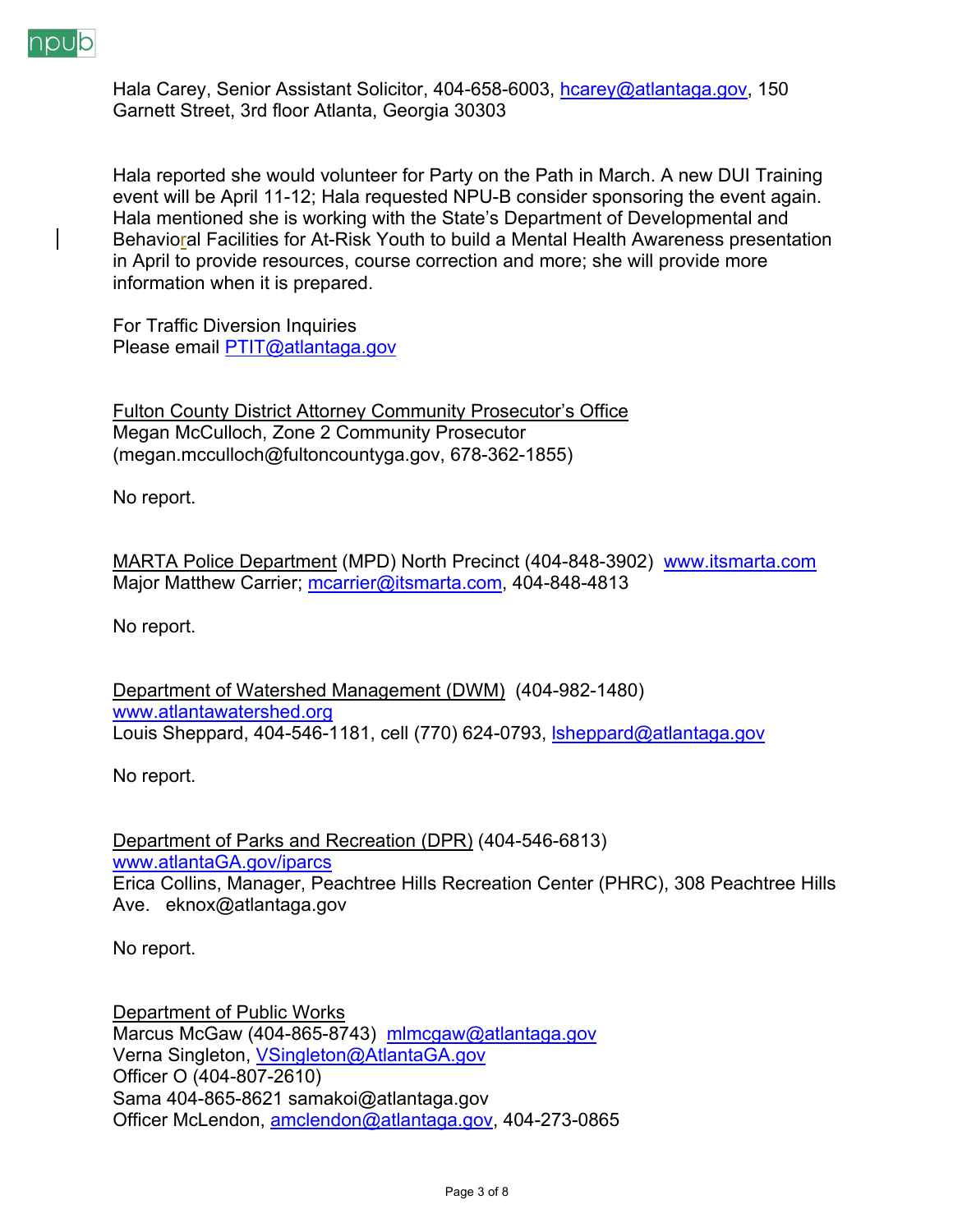Hala Carey, Senior Assistant Solicitor, 404-658-6003, hcarey@atlantaga.gov, 150 Garnett Street, 3rd floor Atlanta, Georgia 30303

Hala reported she would volunteer for Party on the Path in March. A new DUI Training event will be April 11-12; Hala requested NPU-B consider sponsoring the event again. Hala mentioned she is working with the State's Department of Developmental and Behavioral Facilities for At-Risk Youth to build a Mental Health Awareness presentation in April to provide resources, course correction and more; she will provide more information when it is prepared.

For Traffic Diversion Inquiries
Please email PTIT@atlantaga.gov

Fulton County District Attorney Community Prosecutor's Office
Megan McCulloch, Zone 2 Community Prosecutor
(megan.mcculloch@fultoncountyga.gov, 678-362-1855)

No report.

MARTA Police Department (MPD) North Precinct (404-848-3902) www.itsmarta.com
Major Matthew Carrier; mcarrier@itsmarta.com, 404-848-4813

No report.

Department of Watershed Management (DWM) (404-982-1480)
www.atlantawatershed.org
Louis Sheppard, 404-546-1181, cell (770) 624-0793, lsheppard@atlantaga.gov

No report.

Department of Parks and Recreation (DPR) (404-546-6813)
www.atlantaGA.gov/iparcs
Erica Collins, Manager, Peachtree Hills Recreation Center (PHRC), 308 Peachtree Hills Ave. eknox@atlantaga.gov

No report.

Department of Public Works
Marcus McGaw (404-865-8743) mlmcgaw@atlantaga.gov
Verna Singleton, VSingleton@AtlantaGA.gov
Officer O (404-807-2610)
Sama 404-865-8621 samakoi@atlantaga.gov
Officer McLendon, amclendon@atlantaga.gov, 404-273-0865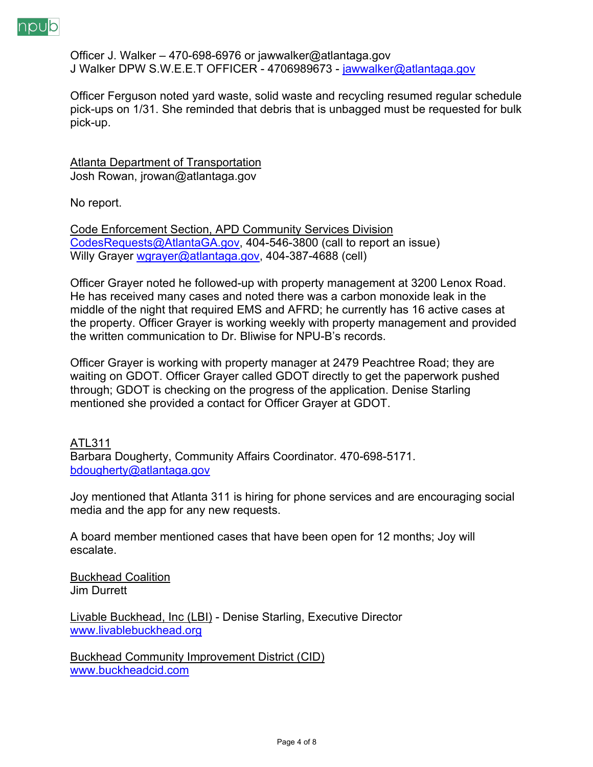Officer J. Walker – 470-698-6976 or jawwalker@atlantaga.gov
J Walker DPW S.W.E.E.T OFFICER - 4706989673 - jawwalker@atlantaga.gov

Officer Ferguson noted yard waste, solid waste and recycling resumed regular schedule pick-ups on 1/31. She reminded that debris that is unbagged must be requested for bulk pick-up.

Atlanta Department of Transportation
Josh Rowan, jrowan@atlantaga.gov

No report.

Code Enforcement Section, APD Community Services Division
CodesRequests@AtlantaGA.gov, 404-546-3800 (call to report an issue)
Willy Grayer wgrayer@atlantaga.gov, 404-387-4688 (cell)

Officer Grayer noted he followed-up with property management at 3200 Lenox Road. He has received many cases and noted there was a carbon monoxide leak in the middle of the night that required EMS and AFRD; he currently has 16 active cases at the property. Officer Grayer is working weekly with property management and provided the written communication to Dr. Bliwise for NPU-B's records.

Officer Grayer is working with property manager at 2479 Peachtree Road; they are waiting on GDOT. Officer Grayer called GDOT directly to get the paperwork pushed through; GDOT is checking on the progress of the application. Denise Starling mentioned she provided a contact for Officer Grayer at GDOT.

ATL311
Barbara Dougherty, Community Affairs Coordinator. 470-698-5171.
bdougherty@atlantaga.gov

Joy mentioned that Atlanta 311 is hiring for phone services and are encouraging social media and the app for any new requests.

A board member mentioned cases that have been open for 12 months; Joy will escalate.

Buckhead Coalition
Jim Durrett

Livable Buckhead, Inc (LBI) - Denise Starling, Executive Director
www.livablebuckhead.org

Buckhead Community Improvement District (CID)
www.buckheadcid.com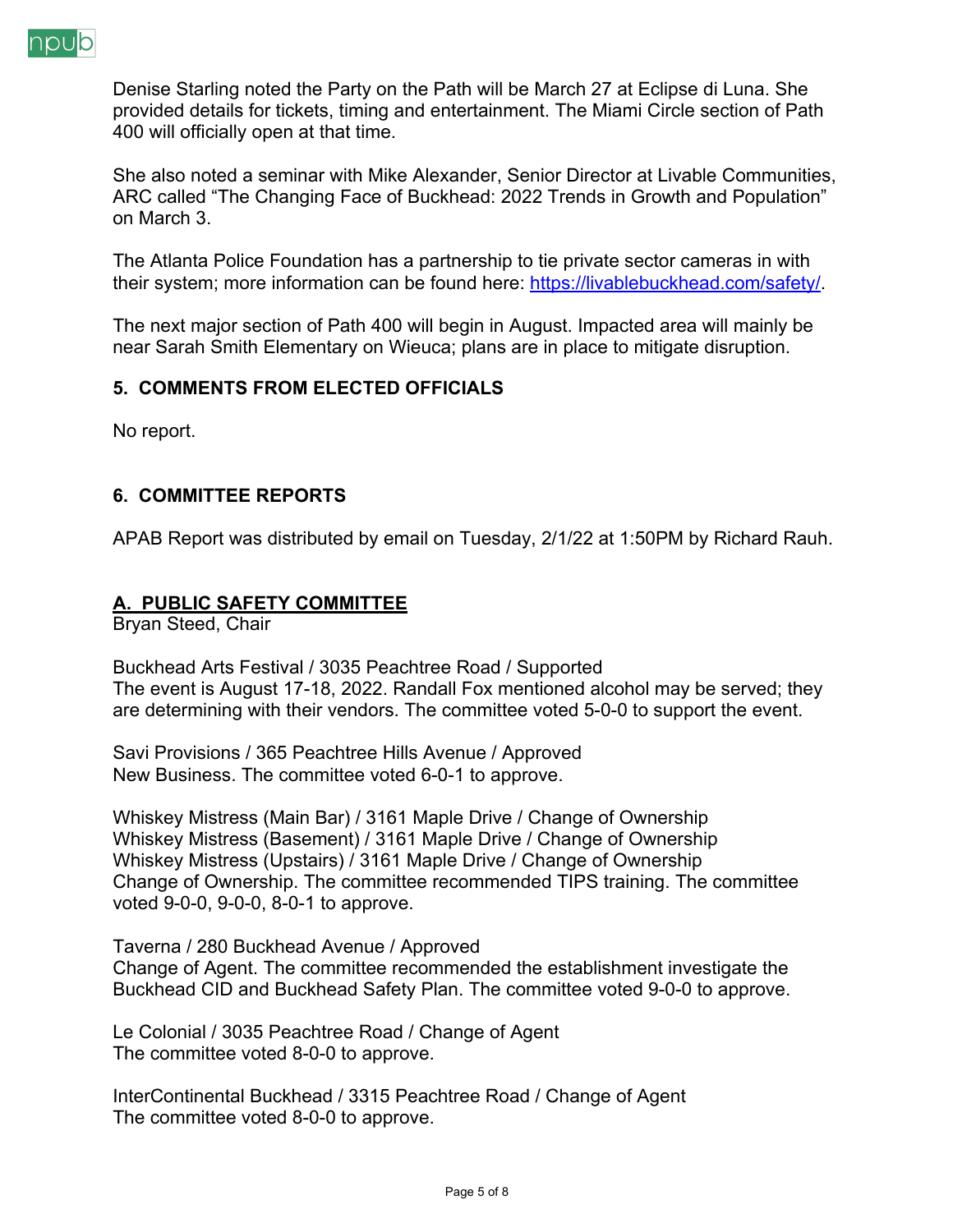Denise Starling noted the Party on the Path will be March 27 at Eclipse di Luna. She provided details for tickets, timing and entertainment. The Miami Circle section of Path 400 will officially open at that time.

She also noted a seminar with Mike Alexander, Senior Director at Livable Communities, ARC called "The Changing Face of Buckhead: 2022 Trends in Growth and Population" on March 3.

The Atlanta Police Foundation has a partnership to tie private sector cameras in with their system; more information can be found here: [https://livablebuckhead.com/safety/](https://livablebuckhead.com/safety/).

The next major section of Path 400 will begin in August. Impacted area will mainly be near Sarah Smith Elementary on Wieuca; plans are in place to mitigate disruption.

## 5. COMMENTS FROM ELECTED OFFICIALS

No report.

## 6. COMMITTEE REPORTS

APAB Report was distributed by email on Tuesday, 2/1/22 at 1:50PM by Richard Rauh.

### A. PUBLIC SAFETY COMMITTEE

Bryan Steed, Chair

Buckhead Arts Festival / 3035 Peachtree Road / Supported
The event is August 17-18, 2022. Randall Fox mentioned alcohol may be served; they are determining with their vendors. The committee voted 5-0-0 to support the event.

Savi Provisions / 365 Peachtree Hills Avenue / Approved
New Business. The committee voted 6-0-1 to approve.

Whiskey Mistress (Main Bar) / 3161 Maple Drive / Change of Ownership
Whiskey Mistress (Basement) / 3161 Maple Drive / Change of Ownership
Whiskey Mistress (Upstairs) / 3161 Maple Drive / Change of Ownership
Change of Ownership. The committee recommended TIPS training. The committee voted 9-0-0, 9-0-0, 8-0-1 to approve.

Taverna / 280 Buckhead Avenue / Approved
Change of Agent. The committee recommended the establishment investigate the Buckhead CID and Buckhead Safety Plan. The committee voted 9-0-0 to approve.

Le Colonial / 3035 Peachtree Road / Change of Agent
The committee voted 8-0-0 to approve.

InterContinental Buckhead / 3315 Peachtree Road / Change of Agent
The committee voted 8-0-0 to approve.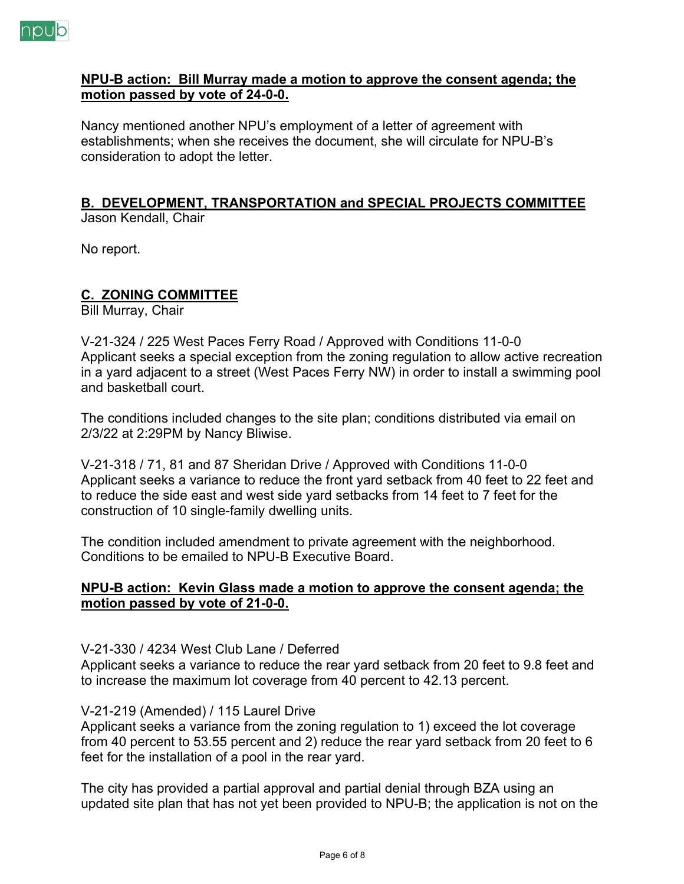**NPU-B action: Bill Murray made a motion to approve the consent agenda; the motion passed by vote of 24-0-0.**

Nancy mentioned another NPU's employment of a letter of agreement with establishments; when she receives the document, she will circulate for NPU-B's consideration to adopt the letter.

## B. DEVELOPMENT, TRANSPORTATION and SPECIAL PROJECTS COMMITTEE

Jason Kendall, Chair

No report.

## C. ZONING COMMITTEE

Bill Murray, Chair

V-21-324 / 225 West Paces Ferry Road / Approved with Conditions 11-0-0
Applicant seeks a special exception from the zoning regulation to allow active recreation in a yard adjacent to a street (West Paces Ferry NW) in order to install a swimming pool and basketball court.

The conditions included changes to the site plan; conditions distributed via email on 2/3/22 at 2:29PM by Nancy Bliwise.

V-21-318 / 71, 81 and 87 Sheridan Drive / Approved with Conditions 11-0-0
Applicant seeks a variance to reduce the front yard setback from 40 feet to 22 feet and to reduce the side east and west side yard setbacks from 14 feet to 7 feet for the construction of 10 single-family dwelling units.

The condition included amendment to private agreement with the neighborhood. Conditions to be emailed to NPU-B Executive Board.

**NPU-B action: Kevin Glass made a motion to approve the consent agenda; the motion passed by vote of 21-0-0.**

V-21-330 / 4234 West Club Lane / Deferred
Applicant seeks a variance to reduce the rear yard setback from 20 feet to 9.8 feet and to increase the maximum lot coverage from 40 percent to 42.13 percent.

V-21-219 (Amended) / 115 Laurel Drive
Applicant seeks a variance from the zoning regulation to 1) exceed the lot coverage from 40 percent to 53.55 percent and 2) reduce the rear yard setback from 20 feet to 6 feet for the installation of a pool in the rear yard.

The city has provided a partial approval and partial denial through BZA using an updated site plan that has not yet been provided to NPU-B; the application is not on the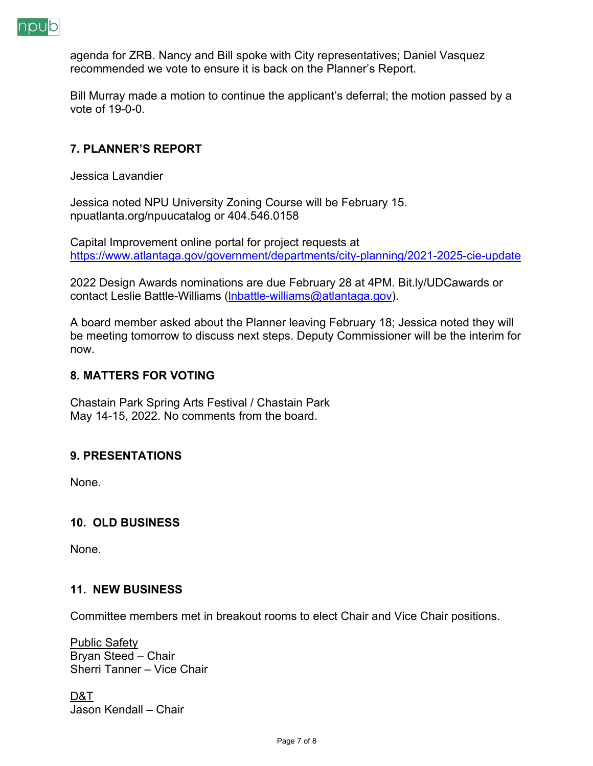agenda for ZRB. Nancy and Bill spoke with City representatives; Daniel Vasquez recommended we vote to ensure it is back on the Planner's Report.

Bill Murray made a motion to continue the applicant's deferral; the motion passed by a vote of 19-0-0.

## 7. PLANNER'S REPORT

Jessica Lavandier

Jessica noted NPU University Zoning Course will be February 15. npuatlanta.org/npuucatalog or 404.546.0158

Capital Improvement online portal for project requests at https://www.atlantaga.gov/government/departments/city-planning/2021-2025-cie-update

2022 Design Awards nominations are due February 28 at 4PM. Bit.ly/UDCawards or contact Leslie Battle-Williams (lnbattle-williams@atlantaga.gov).

A board member asked about the Planner leaving February 18; Jessica noted they will be meeting tomorrow to discuss next steps. Deputy Commissioner will be the interim for now.

## 8. MATTERS FOR VOTING

Chastain Park Spring Arts Festival / Chastain Park
May 14-15, 2022. No comments from the board.

## 9. PRESENTATIONS

None.

## 10. OLD BUSINESS

None.

## 11. NEW BUSINESS

Committee members met in breakout rooms to elect Chair and Vice Chair positions.

Public Safety
Bryan Steed – Chair
Sherri Tanner – Vice Chair

D&T
Jason Kendall – Chair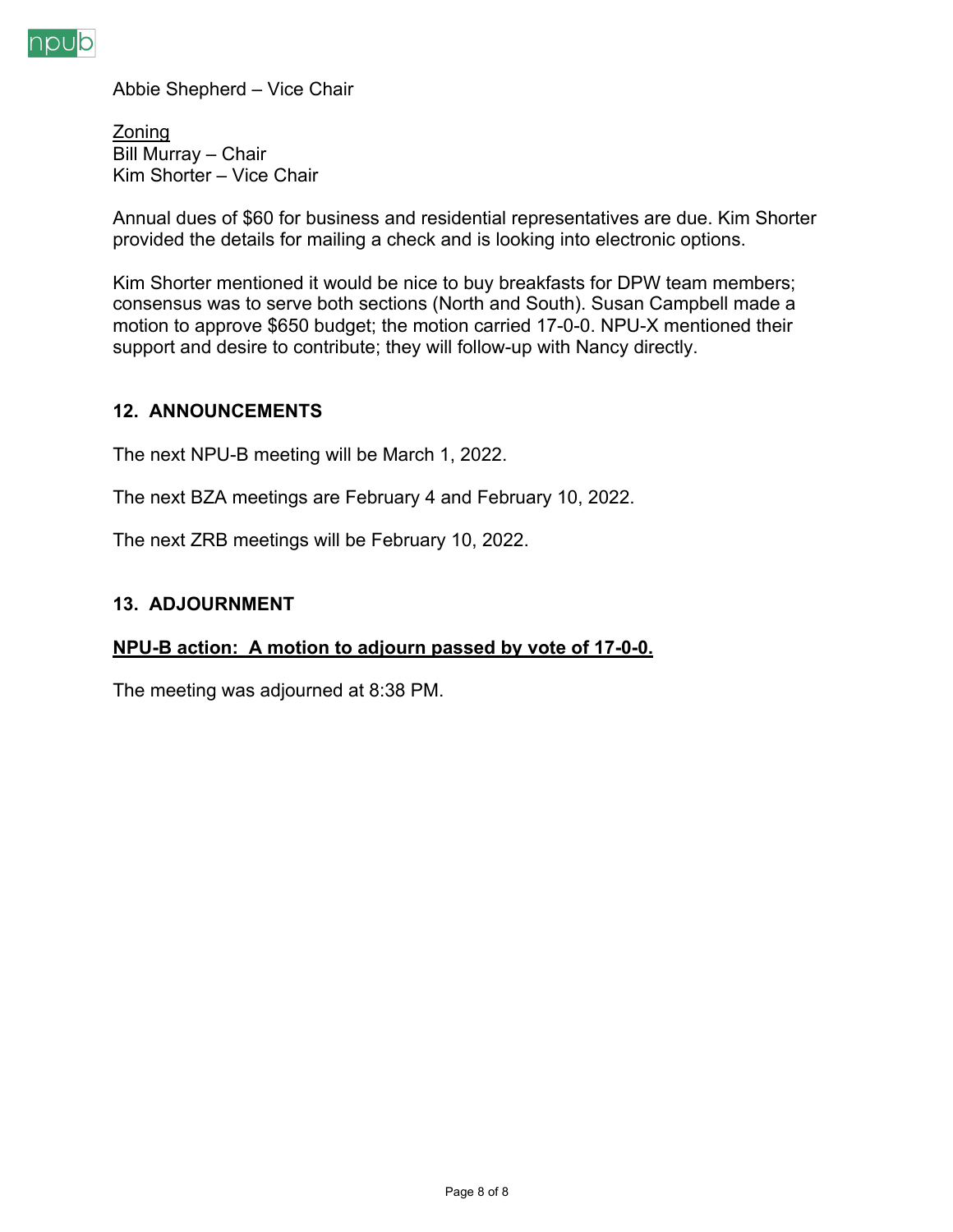Abbie Shepherd – Vice Chair

Zoning
Bill Murray – Chair
Kim Shorter – Vice Chair

Annual dues of $60 for business and residential representatives are due. Kim Shorter provided the details for mailing a check and is looking into electronic options.

Kim Shorter mentioned it would be nice to buy breakfasts for DPW team members; consensus was to serve both sections (North and South). Susan Campbell made a motion to approve $650 budget; the motion carried 17-0-0. NPU-X mentioned their support and desire to contribute; they will follow-up with Nancy directly.

## 12. ANNOUNCEMENTS

The next NPU-B meeting will be March 1, 2022.

The next BZA meetings are February 4 and February 10, 2022.

The next ZRB meetings will be February 10, 2022.

## 13. ADJOURNMENT

**NPU-B action: A motion to adjourn passed by vote of 17-0-0.**

The meeting was adjourned at 8:38 PM.